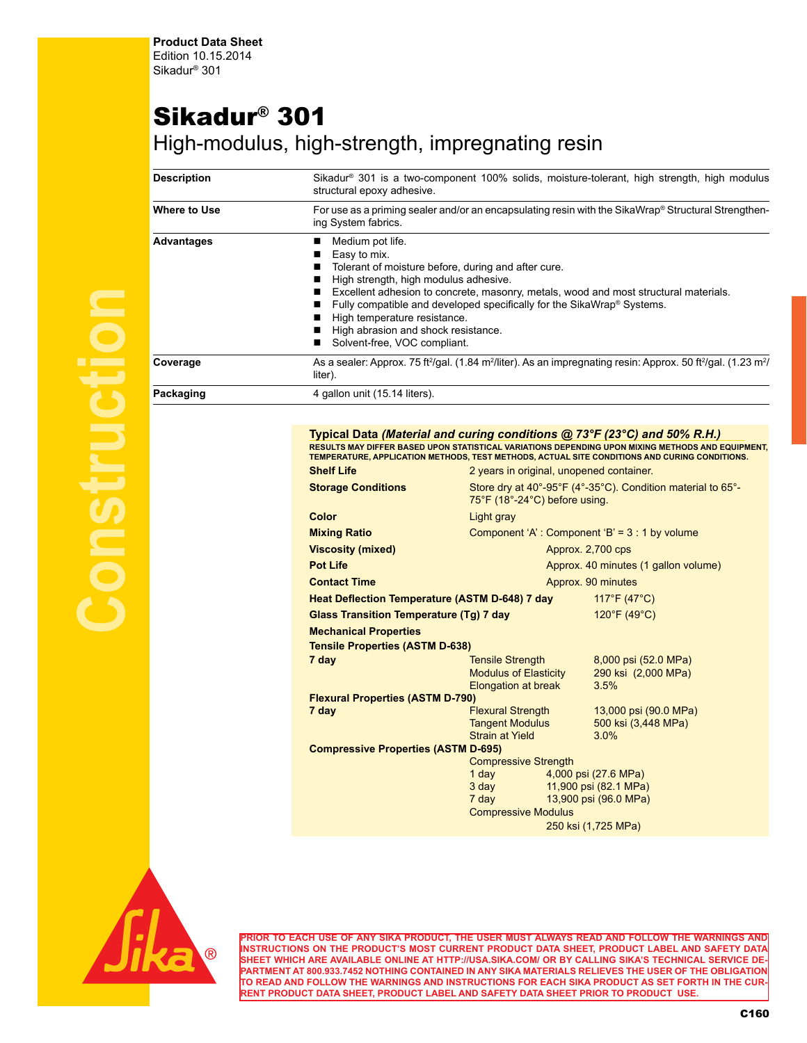**Product Data Sheet**
Edition 10.15.2014
Sikadur® 301

# Sikadur® 301

## High-modulus, high-strength, impregnating resin

| | |
|---|---|
| **Description** | Sikadur® 301 is a two-component 100% solids, moisture-tolerant, high strength, high modulus structural epoxy adhesive. |
| **Where to Use** | For use as a priming sealer and/or an encapsulating resin with the SikaWrap® Structural Strengthening System fabrics. |
| **Advantages** | ■ Medium pot life.<br>■ Easy to mix.<br>■ Tolerant of moisture before, during and after cure.<br>■ High strength, high modulus adhesive.<br>■ Excellent adhesion to concrete, masonry, metals, wood and most structural materials.<br>■ Fully compatible and developed specifically for the SikaWrap® Systems.<br>■ High temperature resistance.<br>■ High abrasion and shock resistance.<br>■ Solvent-free, VOC compliant. |
| **Coverage** | As a sealer: Approx. 75 ft²/gal. (1.84 m²/liter). As an impregnating resin: Approx. 50 ft²/gal. (1.23 m²/liter). |
| **Packaging** | 4 gallon unit (15.14 liters). |

### Typical Data *(Material and curing conditions @ 73°F (23°C) and 50% R.H.)*

RESULTS MAY DIFFER BASED UPON STATISTICAL VARIATIONS DEPENDING UPON MIXING METHODS AND EQUIPMENT, TEMPERATURE, APPLICATION METHODS, TEST METHODS, ACTUAL SITE CONDITIONS AND CURING CONDITIONS.

| | |
|---|---|
| **Shelf Life** | 2 years in original, unopened container. |
| **Storage Conditions** | Store dry at 40°-95°F (4°-35°C). Condition material to 65°-75°F (18°-24°C) before using. |
| **Color** | Light gray |
| **Mixing Ratio** | Component 'A' : Component 'B' = 3 : 1 by volume |
| **Viscosity (mixed)** | Approx. 2,700 cps |
| **Pot Life** | Approx. 40 minutes (1 gallon volume) |
| **Contact Time** | Approx. 90 minutes |
| **Heat Deflection Temperature (ASTM D-648) 7 day** | 117°F (47°C) |
| **Glass Transition Temperature (Tg) 7 day** | 120°F (49°C) |

**Mechanical Properties**

**Tensile Properties (ASTM D-638)**

| | | |
|---|---|---|
| **7 day** | Tensile Strength | 8,000 psi (52.0 MPa) |
| | Modulus of Elasticity | 290 ksi (2,000 MPa) |
| | Elongation at break | 3.5% |

**Flexural Properties (ASTM D-790)**

| | | |
|---|---|---|
| **7 day** | Flexural Strength | 13,000 psi (90.0 MPa) |
| | Tangent Modulus | 500 ksi (3,448 MPa) |
| | Strain at Yield | 3.0% |

**Compressive Properties (ASTM D-695)**

Compressive Strength

| | |
|---|---|
| 1 day | 4,000 psi (27.6 MPa) |
| 3 day | 11,900 psi (82.1 MPa) |
| 7 day | 13,900 psi (96.0 MPa) |

Compressive Modulus

250 ksi (1,725 MPa)

PRIOR TO EACH USE OF ANY SIKA PRODUCT, THE USER MUST ALWAYS READ AND FOLLOW THE WARNINGS AND INSTRUCTIONS ON THE PRODUCT'S MOST CURRENT PRODUCT DATA SHEET, PRODUCT LABEL AND SAFETY DATA SHEET WHICH ARE AVAILABLE ONLINE AT HTTP://USA.SIKA.COM/ OR BY CALLING SIKA'S TECHNICAL SERVICE DEPARTMENT AT 800.933.7452 NOTHING CONTAINED IN ANY SIKA MATERIALS RELIEVES THE USER OF THE OBLIGATION TO READ AND FOLLOW THE WARNINGS AND INSTRUCTIONS FOR EACH SIKA PRODUCT AS SET FORTH IN THE CURRENT PRODUCT DATA SHEET, PRODUCT LABEL AND SAFETY DATA SHEET PRIOR TO PRODUCT USE.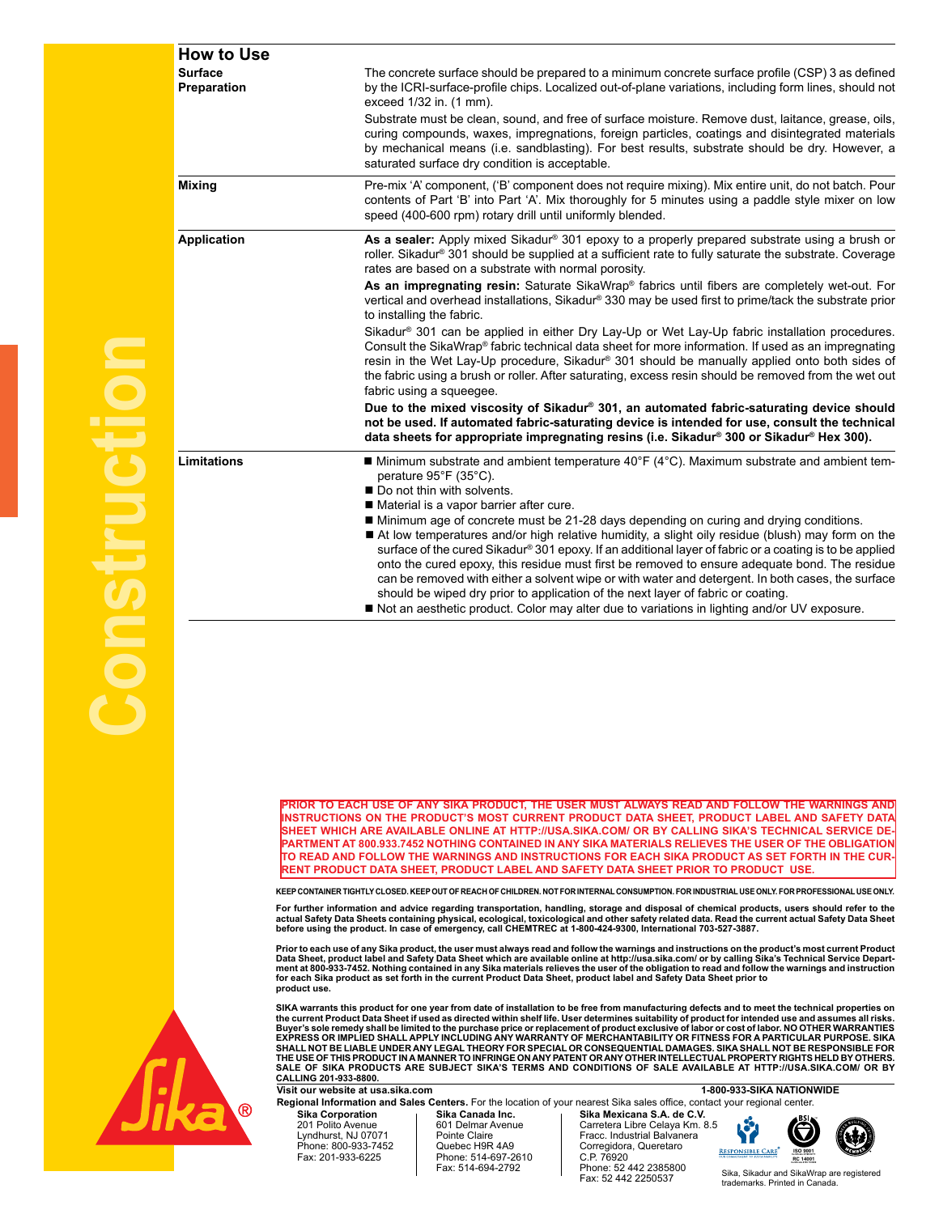## How to Use

**Surface Preparation**

The concrete surface should be prepared to a minimum concrete surface profile (CSP) 3 as defined by the ICRI-surface-profile chips. Localized out-of-plane variations, including form lines, should not exceed 1/32 in. (1 mm).

Substrate must be clean, sound, and free of surface moisture. Remove dust, laitance, grease, oils, curing compounds, waxes, impregnations, foreign particles, coatings and disintegrated materials by mechanical means (i.e. sandblasting). For best results, substrate should be dry. However, a saturated surface dry condition is acceptable.

**Mixing**

Pre-mix 'A' component, ('B' component does not require mixing). Mix entire unit, do not batch. Pour contents of Part 'B' into Part 'A'. Mix thoroughly for 5 minutes using a paddle style mixer on low speed (400-600 rpm) rotary drill until uniformly blended.

**Application**

**As a sealer:** Apply mixed Sikadur® 301 epoxy to a properly prepared substrate using a brush or roller. Sikadur® 301 should be supplied at a sufficient rate to fully saturate the substrate. Coverage rates are based on a substrate with normal porosity.

**As an impregnating resin:** Saturate SikaWrap® fabrics until fibers are completely wet-out. For vertical and overhead installations, Sikadur® 330 may be used first to prime/tack the substrate prior to installing the fabric.

Sikadur® 301 can be applied in either Dry Lay-Up or Wet Lay-Up fabric installation procedures. Consult the SikaWrap® fabric technical data sheet for more information. If used as an impregnating resin in the Wet Lay-Up procedure, Sikadur® 301 should be manually applied onto both sides of the fabric using a brush or roller. After saturating, excess resin should be removed from the wet out fabric using a squeegee.

**Due to the mixed viscosity of Sikadur® 301, an automated fabric-saturating device should not be used. If automated fabric-saturating device is intended for use, consult the technical data sheets for appropriate impregnating resins (i.e. Sikadur® 300 or Sikadur® Hex 300).**

**Limitations**

- Minimum substrate and ambient temperature 40°F (4°C). Maximum substrate and ambient temperature 95°F (35°C).
- Do not thin with solvents.
- Material is a vapor barrier after cure.
- Minimum age of concrete must be 21-28 days depending on curing and drying conditions.
- At low temperatures and/or high relative humidity, a slight oily residue (blush) may form on the surface of the cured Sikadur® 301 epoxy. If an additional layer of fabric or a coating is to be applied onto the cured epoxy, this residue must first be removed to ensure adequate bond. The residue can be removed with either a solvent wipe or with water and detergent. In both cases, the surface should be wiped dry prior to application of the next layer of fabric or coating.
- Not an aesthetic product. Color may alter due to variations in lighting and/or UV exposure.

**PRIOR TO EACH USE OF ANY SIKA PRODUCT, THE USER MUST ALWAYS READ AND FOLLOW THE WARNINGS AND INSTRUCTIONS ON THE PRODUCT'S MOST CURRENT PRODUCT DATA SHEET, PRODUCT LABEL AND SAFETY DATA SHEET WHICH ARE AVAILABLE ONLINE AT HTTP://USA.SIKA.COM/ OR BY CALLING SIKA'S TECHNICAL SERVICE DEPARTMENT AT 800.933.7452 NOTHING CONTAINED IN ANY SIKA MATERIALS RELIEVES THE USER OF THE OBLIGATION TO READ AND FOLLOW THE WARNINGS AND INSTRUCTIONS FOR EACH SIKA PRODUCT AS SET FORTH IN THE CURRENT PRODUCT DATA SHEET, PRODUCT LABEL AND SAFETY DATA SHEET PRIOR TO PRODUCT USE.**

**KEEP CONTAINER TIGHTLY CLOSED. KEEP OUT OF REACH OF CHILDREN. NOT FOR INTERNAL CONSUMPTION. FOR INDUSTRIAL USE ONLY. FOR PROFESSIONAL USE ONLY.**

**For further information and advice regarding transportation, handling, storage and disposal of chemical products, users should refer to the actual Safety Data Sheets containing physical, ecological, toxicological and other safety related data. Read the current actual Safety Data Sheet before using the product. In case of emergency, call CHEMTREC at 1-800-424-9300, International 703-527-3887.**

**Prior to each use of any Sika product, the user must always read and follow the warnings and instructions on the product's most current Product Data Sheet, product label and Safety Data Sheet which are available online at http://usa.sika.com/ or by calling Sika's Technical Service Department at 800-933-7452. Nothing contained in any Sika materials relieves the user of the obligation to read and follow the warnings and instruction for each Sika product as set forth in the current Product Data Sheet, product label and Safety Data Sheet prior to product use.**

**SIKA warrants this product for one year from date of installation to be free from manufacturing defects and to meet the technical properties on the current Product Data Sheet if used as directed within shelf life. User determines suitability of product for intended use and assumes all risks. Buyer's sole remedy shall be limited to the purchase price or replacement of product exclusive of labor or cost of labor. NO OTHER WARRANTIES EXPRESS OR IMPLIED SHALL APPLY INCLUDING ANY WARRANTY OF MERCHANTABILITY OR FITNESS FOR A PARTICULAR PURPOSE. SIKA SHALL NOT BE LIABLE UNDER ANY LEGAL THEORY FOR SPECIAL OR CONSEQUENTIAL DAMAGES. SIKA SHALL NOT BE RESPONSIBLE FOR THE USE OF THIS PRODUCT IN A MANNER TO INFRINGE ON ANY PATENT OR ANY OTHER INTELLECTUAL PROPERTY RIGHTS HELD BY OTHERS. SALE OF SIKA PRODUCTS ARE SUBJECT SIKA'S TERMS AND CONDITIONS OF SALE AVAILABLE AT HTTP://USA.SIKA.COM/ OR BY CALLING 201-933-8800.**

**Visit our website at usa.sika.com** **1-800-933-SIKA NATIONWIDE**

**Regional Information and Sales Centers.** For the location of your nearest Sika sales office, contact your regional center.

**Sika Corporation**
201 Polito Avenue
Lyndhurst, NJ 07071
Phone: 800-933-7452
Fax: 201-933-6225

**Sika Canada Inc.**
601 Delmar Avenue
Pointe Claire
Quebec H9R 4A9
Phone: 514-697-2610
Fax: 514-694-2792

**Sika Mexicana S.A. de C.V.**
Carretera Libre Celaya Km. 8.5
Fracc. Industrial Balvanera
Corregidora, Queretaro
C.P. 76920
Phone: 52 442 2385800
Fax: 52 442 2250537

Sika, Sikadur and SikaWrap are registered trademarks. Printed in Canada.